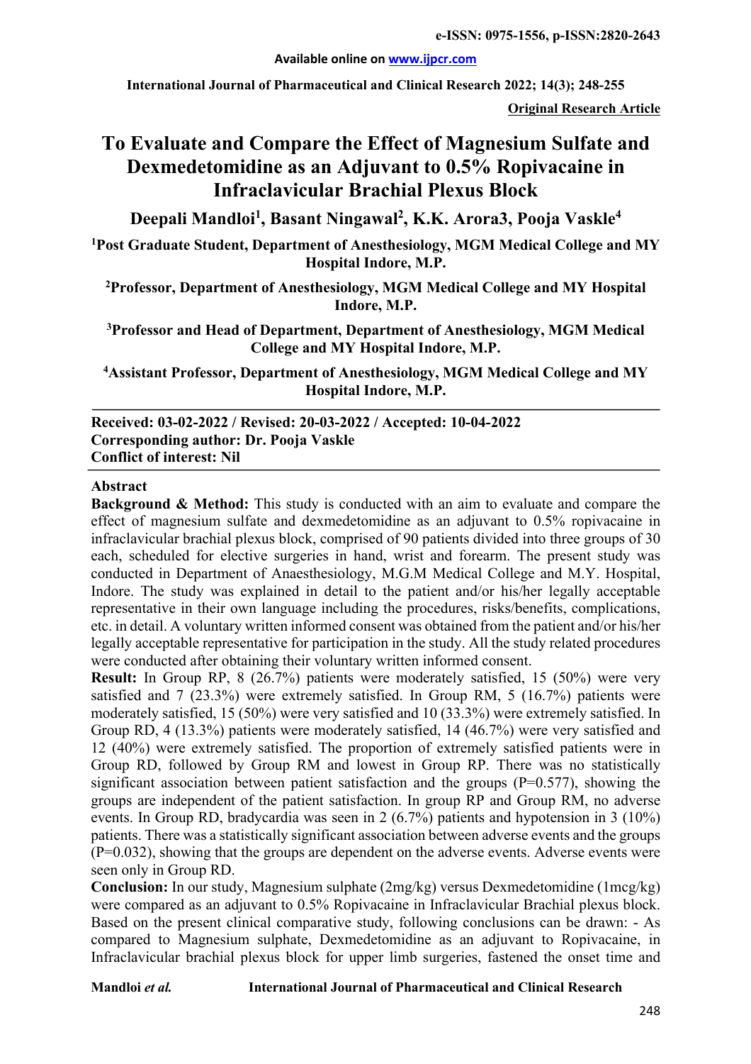e-ISSN: 0975-1556, p-ISSN:2820-2643

Available online on www.ijpcr.com

International Journal of Pharmaceutical and Clinical Research 2022; 14(3); 248-255

**Original Research Article**

# To Evaluate and Compare the Effect of Magnesium Sulfate and Dexmedetomidine as an Adjuvant to 0.5% Ropivacaine in Infraclavicular Brachial Plexus Block

**Deepali Mandloi[1], Basant Ningawal[2], K.K. Arora3, Pooja Vaskle[4]**

**[1]Post Graduate Student, Department of Anesthesiology, MGM Medical College and MY Hospital Indore, M.P.**

**[2]Professor, Department of Anesthesiology, MGM Medical College and MY Hospital Indore, M.P.**

**[3]Professor and Head of Department, Department of Anesthesiology, MGM Medical College and MY Hospital Indore, M.P.**

**[4]Assistant Professor, Department of Anesthesiology, MGM Medical College and MY Hospital Indore, M.P.**

**Received: 03-02-2022 / Revised: 20-03-2022 / Accepted: 10-04-2022**
**Corresponding author: Dr. Pooja Vaskle**
**Conflict of interest: Nil**

## Abstract

**Background & Method:** This study is conducted with an aim to evaluate and compare the effect of magnesium sulfate and dexmedetomidine as an adjuvant to 0.5% ropivacaine in infraclavicular brachial plexus block, comprised of 90 patients divided into three groups of 30 each, scheduled for elective surgeries in hand, wrist and forearm. The present study was conducted in Department of Anaesthesiology, M.G.M Medical College and M.Y. Hospital, Indore. The study was explained in detail to the patient and/or his/her legally acceptable representative in their own language including the procedures, risks/benefits, complications, etc. in detail. A voluntary written informed consent was obtained from the patient and/or his/her legally acceptable representative for participation in the study. All the study related procedures were conducted after obtaining their voluntary written informed consent.

**Result:** In Group RP, 8 (26.7%) patients were moderately satisfied, 15 (50%) were very satisfied and 7 (23.3%) were extremely satisfied. In Group RM, 5 (16.7%) patients were moderately satisfied, 15 (50%) were very satisfied and 10 (33.3%) were extremely satisfied. In Group RD, 4 (13.3%) patients were moderately satisfied, 14 (46.7%) were very satisfied and 12 (40%) were extremely satisfied. The proportion of extremely satisfied patients were in Group RD, followed by Group RM and lowest in Group RP. There was no statistically significant association between patient satisfaction and the groups (P=0.577), showing the groups are independent of the patient satisfaction. In group RP and Group RM, no adverse events. In Group RD, bradycardia was seen in 2 (6.7%) patients and hypotension in 3 (10%) patients. There was a statistically significant association between adverse events and the groups (P=0.032), showing that the groups are dependent on the adverse events. Adverse events were seen only in Group RD.

**Conclusion:** In our study, Magnesium sulphate (2mg/kg) versus Dexmedetomidine (1mcg/kg) were compared as an adjuvant to 0.5% Ropivacaine in Infraclavicular Brachial plexus block. Based on the present clinical comparative study, following conclusions can be drawn: - As compared to Magnesium sulphate, Dexmedetomidine as an adjuvant to Ropivacaine, in Infraclavicular brachial plexus block for upper limb surgeries, fastened the onset time and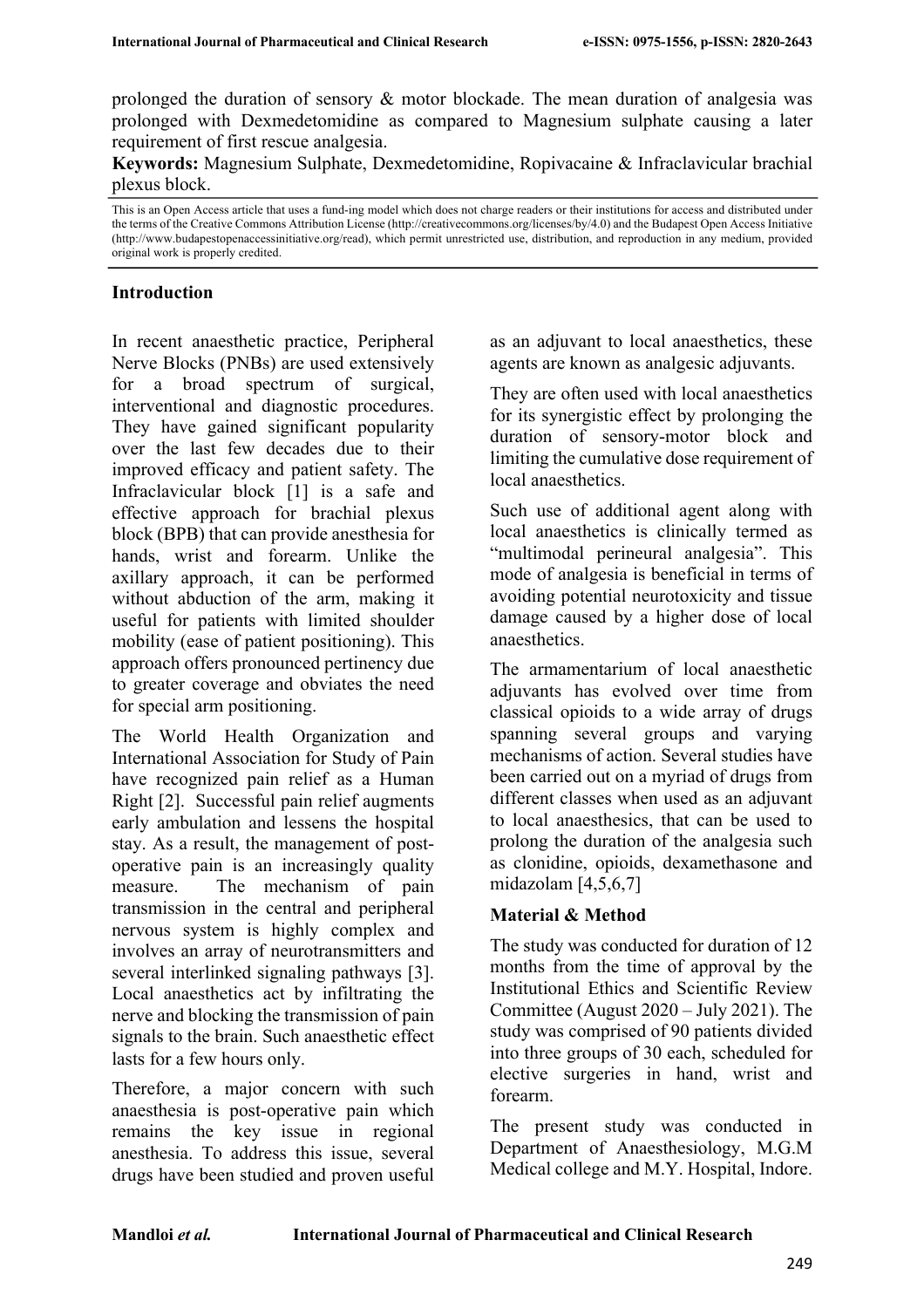prolonged the duration of sensory & motor blockade. The mean duration of analgesia was prolonged with Dexmedetomidine as compared to Magnesium sulphate causing a later requirement of first rescue analgesia.

**Keywords:** Magnesium Sulphate, Dexmedetomidine, Ropivacaine & Infraclavicular brachial plexus block.

This is an Open Access article that uses a fund-ing model which does not charge readers or their institutions for access and distributed under the terms of the Creative Commons Attribution License (http://creativecommons.org/licenses/by/4.0) and the Budapest Open Access Initiative (http://www.budapestopenaccessinitiative.org/read), which permit unrestricted use, distribution, and reproduction in any medium, provided original work is properly credited.

## Introduction

In recent anaesthetic practice, Peripheral Nerve Blocks (PNBs) are used extensively for a broad spectrum of surgical, interventional and diagnostic procedures. They have gained significant popularity over the last few decades due to their improved efficacy and patient safety. The Infraclavicular block [1] is a safe and effective approach for brachial plexus block (BPB) that can provide anesthesia for hands, wrist and forearm. Unlike the axillary approach, it can be performed without abduction of the arm, making it useful for patients with limited shoulder mobility (ease of patient positioning). This approach offers pronounced pertinency due to greater coverage and obviates the need for special arm positioning.

The World Health Organization and International Association for Study of Pain have recognized pain relief as a Human Right [2]. Successful pain relief augments early ambulation and lessens the hospital stay. As a result, the management of post-operative pain is an increasingly quality measure. The mechanism of pain transmission in the central and peripheral nervous system is highly complex and involves an array of neurotransmitters and several interlinked signaling pathways [3]. Local anaesthetics act by infiltrating the nerve and blocking the transmission of pain signals to the brain. Such anaesthetic effect lasts for a few hours only.

Therefore, a major concern with such anaesthesia is post-operative pain which remains the key issue in regional anesthesia. To address this issue, several drugs have been studied and proven useful as an adjuvant to local anaesthetics, these agents are known as analgesic adjuvants.

They are often used with local anaesthetics for its synergistic effect by prolonging the duration of sensory-motor block and limiting the cumulative dose requirement of local anaesthetics.

Such use of additional agent along with local anaesthetics is clinically termed as "multimodal perineural analgesia". This mode of analgesia is beneficial in terms of avoiding potential neurotoxicity and tissue damage caused by a higher dose of local anaesthetics.

The armamentarium of local anaesthetic adjuvants has evolved over time from classical opioids to a wide array of drugs spanning several groups and varying mechanisms of action. Several studies have been carried out on a myriad of drugs from different classes when used as an adjuvant to local anaesthesics, that can be used to prolong the duration of the analgesia such as clonidine, opioids, dexamethasone and midazolam [4,5,6,7]

## Material & Method

The study was conducted for duration of 12 months from the time of approval by the Institutional Ethics and Scientific Review Committee (August 2020 – July 2021). The study was comprised of 90 patients divided into three groups of 30 each, scheduled for elective surgeries in hand, wrist and forearm.

The present study was conducted in Department of Anaesthesiology, M.G.M Medical college and M.Y. Hospital, Indore.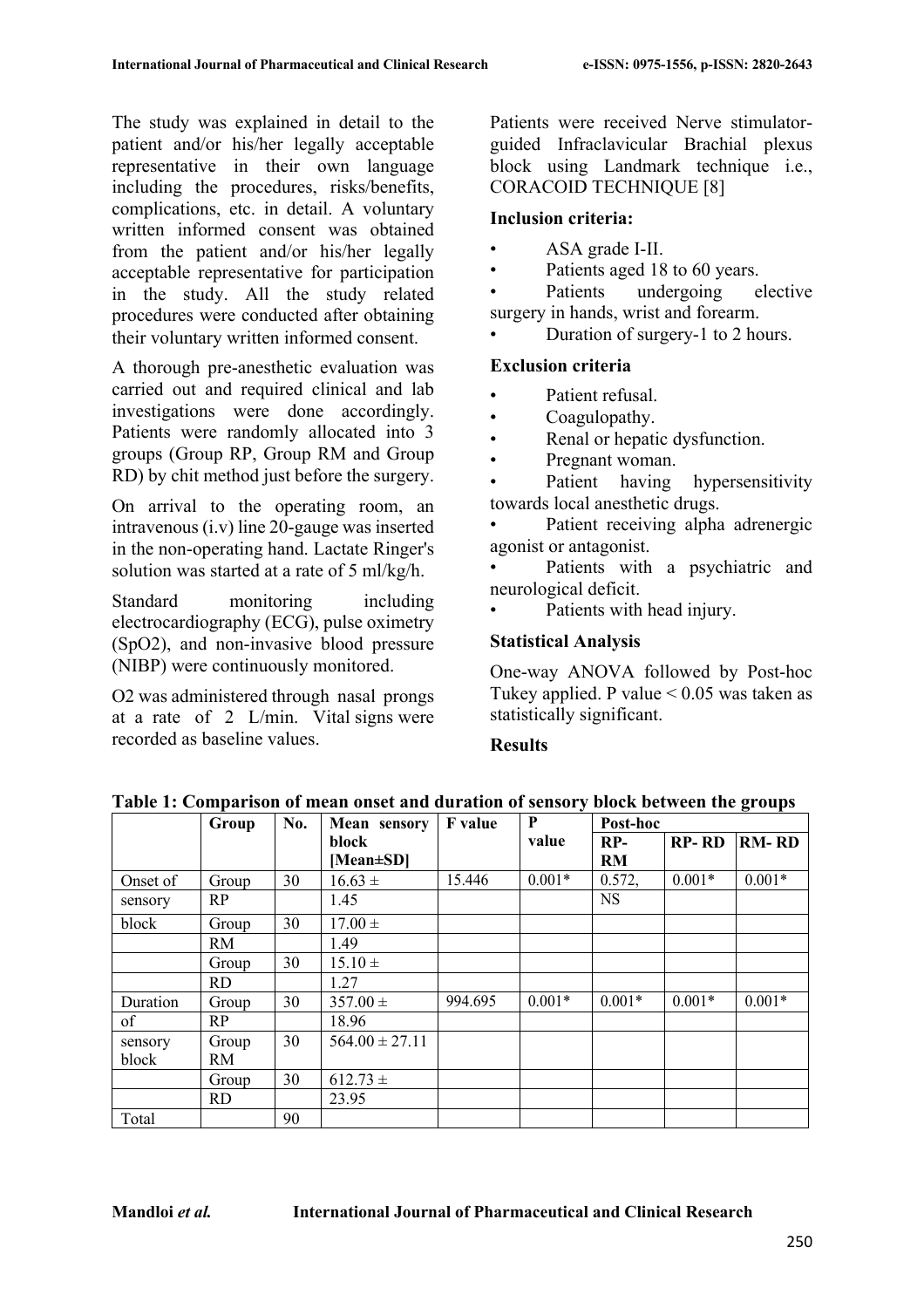The study was explained in detail to the patient and/or his/her legally acceptable representative in their own language including the procedures, risks/benefits, complications, etc. in detail. A voluntary written informed consent was obtained from the patient and/or his/her legally acceptable representative for participation in the study. All the study related procedures were conducted after obtaining their voluntary written informed consent.

A thorough pre-anesthetic evaluation was carried out and required clinical and lab investigations were done accordingly. Patients were randomly allocated into 3 groups (Group RP, Group RM and Group RD) by chit method just before the surgery.

On arrival to the operating room, an intravenous (i.v) line 20-gauge was inserted in the non-operating hand. Lactate Ringer's solution was started at a rate of 5 ml/kg/h.

Standard monitoring including electrocardiography (ECG), pulse oximetry (SpO2), and non-invasive blood pressure (NIBP) were continuously monitored.

O2 was administered through nasal prongs at a rate of 2 L/min. Vital signs were recorded as baseline values.

Patients were received Nerve stimulator-guided Infraclavicular Brachial plexus block using Landmark technique i.e., CORACOID TECHNIQUE [8]

### Inclusion criteria:

- ASA grade I-II.
- Patients aged 18 to 60 years.
- Patients undergoing elective surgery in hands, wrist and forearm.
- Duration of surgery-1 to 2 hours.

### Exclusion criteria

- Patient refusal.
- Coagulopathy.
- Renal or hepatic dysfunction.
- Pregnant woman.
- Patient having hypersensitivity towards local anesthetic drugs.
- Patient receiving alpha adrenergic agonist or antagonist.
- Patients with a psychiatric and neurological deficit.
- Patients with head injury.

### Statistical Analysis

One-way ANOVA followed by Post-hoc Tukey applied. P value < 0.05 was taken as statistically significant.

### Results

**Table 1: Comparison of mean onset and duration of sensory block between the groups**

| | Group | No. | Mean sensory block [Mean±SD] | F value | P value | Post-hoc | | |
|---|---|---|---|---|---|---|---|---|
| | | | | | | RP-RM | RP- RD | RM- RD |
| Onset of sensory block | Group RP | 30 | 16.63 ± 1.45 | 15.446 | 0.001* | 0.572, NS | 0.001* | 0.001* |
| | Group RM | 30 | 17.00 ± 1.49 | | | | | |
| | Group RD | 30 | 15.10 ± 1.27 | | | | | |
| Duration of sensory block | Group RP | 30 | 357.00 ± 18.96 | 994.695 | 0.001* | 0.001* | 0.001* | 0.001* |
| | Group RM | 30 | 564.00 ± 27.11 | | | | | |
| | Group RD | 30 | 612.73 ± 23.95 | | | | | |
| Total | | 90 | | | | | | |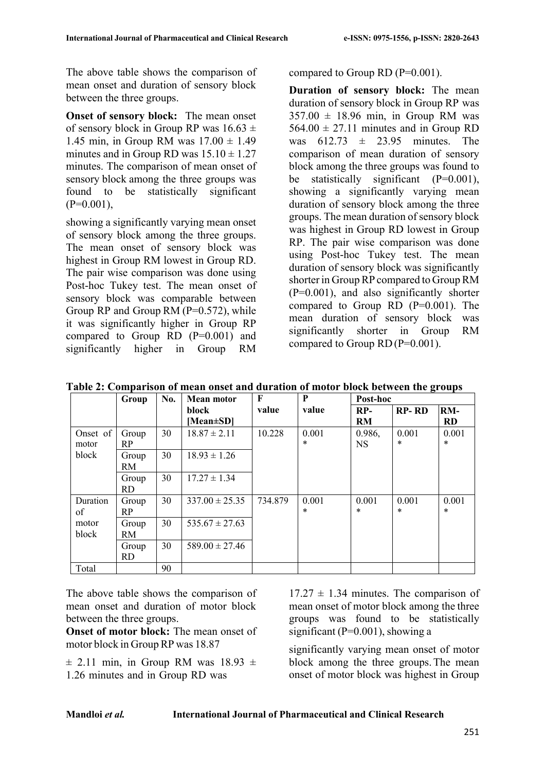The above table shows the comparison of mean onset and duration of sensory block between the three groups.

**Onset of sensory block:** The mean onset of sensory block in Group RP was 16.63 ± 1.45 min, in Group RM was 17.00 ± 1.49 minutes and in Group RD was 15.10 ± 1.27 minutes. The comparison of mean onset of sensory block among the three groups was found to be statistically significant (P=0.001),

showing a significantly varying mean onset of sensory block among the three groups. The mean onset of sensory block was highest in Group RM lowest in Group RD. The pair wise comparison was done using Post-hoc Tukey test. The mean onset of sensory block was comparable between Group RP and Group RM (P=0.572), while it was significantly higher in Group RP compared to Group RD (P=0.001) and significantly higher in Group RM compared to Group RD (P=0.001).

**Duration of sensory block:** The mean duration of sensory block in Group RP was 357.00 ± 18.96 min, in Group RM was 564.00 ± 27.11 minutes and in Group RD was 612.73 ± 23.95 minutes. The comparison of mean duration of sensory block among the three groups was found to be statistically significant (P=0.001), showing a significantly varying mean duration of sensory block among the three groups. The mean duration of sensory block was highest in Group RD lowest in Group RP. The pair wise comparison was done using Post-hoc Tukey test. The mean duration of sensory block was significantly shorter in Group RP compared to Group RM (P=0.001), and also significantly shorter compared to Group RD (P=0.001). The mean duration of sensory block was significantly shorter in Group RM compared to Group RD (P=0.001).

**Table 2: Comparison of mean onset and duration of motor block between the groups**

| | Group | No. | Mean motor block [Mean±SD] | F value | P value | Post-hoc | | |
|---|---|---|---|---|---|---|---|---|
| | | | | | | RP-RM | RP- RD | RM-RD |
| Onset of motor block | Group RP | 30 | 18.87 ± 2.11 | 10.228 | 0.001 * | 0.986, NS | 0.001 * | 0.001 * |
| | Group RM | 30 | 18.93 ± 1.26 | | | | | |
| | Group RD | 30 | 17.27 ± 1.34 | | | | | |
| Duration of motor block | Group RP | 30 | 337.00 ± 25.35 | 734.879 | 0.001 * | 0.001 * | 0.001 * | 0.001 * |
| | Group RM | 30 | 535.67 ± 27.63 | | | | | |
| | Group RD | 30 | 589.00 ± 27.46 | | | | | |
| Total | | 90 | | | | | | |

The above table shows the comparison of mean onset and duration of motor block between the three groups.

**Onset of motor block:** The mean onset of motor block in Group RP was 18.87 ± 2.11 min, in Group RM was 18.93 ± 1.26 minutes and in Group RD was 17.27 ± 1.34 minutes. The comparison of mean onset of motor block among the three groups was found to be statistically significant (P=0.001), showing a significantly varying mean onset of motor block among the three groups. The mean onset of motor block was highest in Group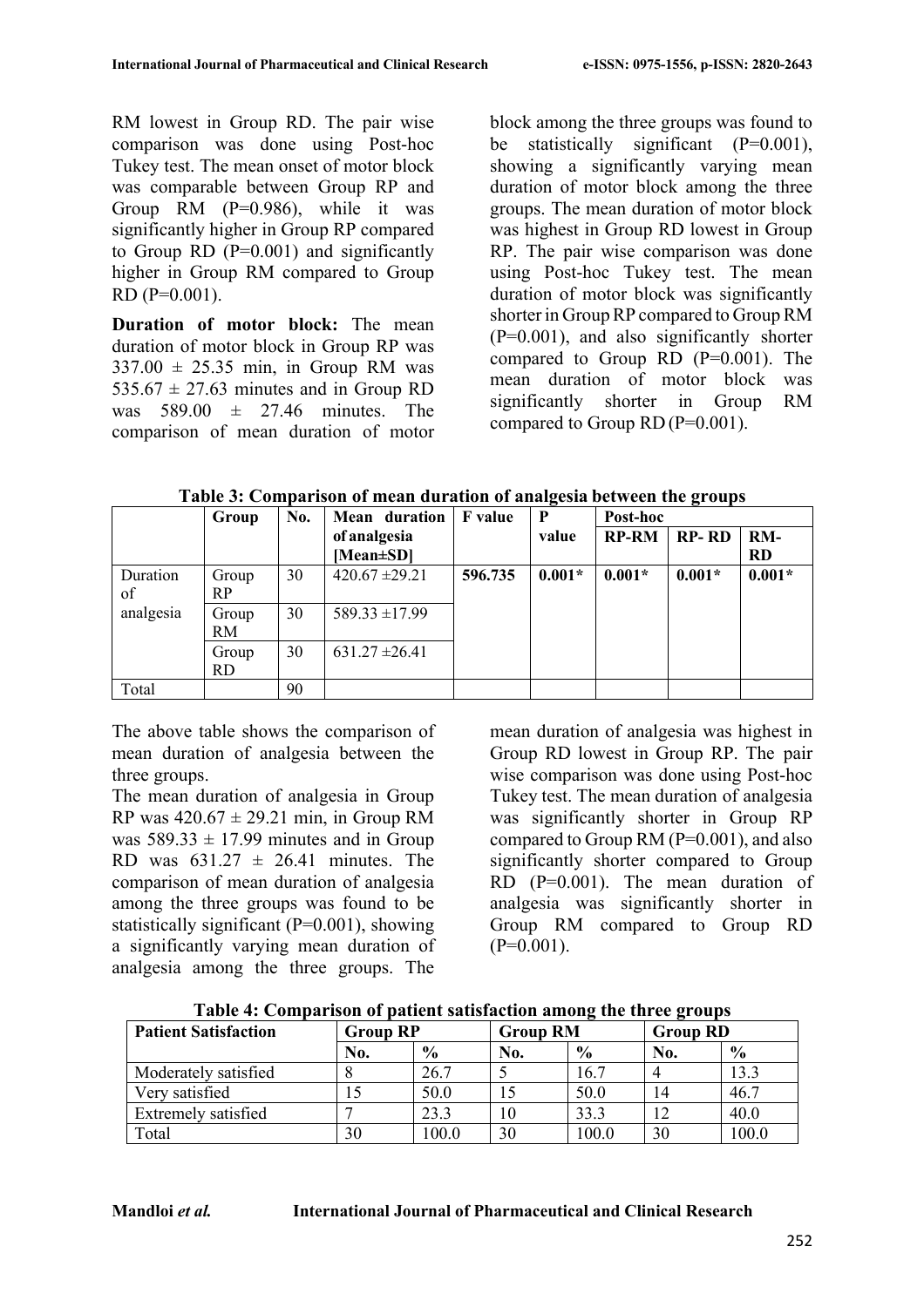RM lowest in Group RD. The pair wise comparison was done using Post-hoc Tukey test. The mean onset of motor block was comparable between Group RP and Group RM (P=0.986), while it was significantly higher in Group RP compared to Group RD (P=0.001) and significantly higher in Group RM compared to Group RD (P=0.001).

**Duration of motor block:** The mean duration of motor block in Group RP was 337.00 ± 25.35 min, in Group RM was 535.67 ± 27.63 minutes and in Group RD was 589.00 ± 27.46 minutes. The comparison of mean duration of motor block among the three groups was found to be statistically significant (P=0.001), showing a significantly varying mean duration of motor block among the three groups. The mean duration of motor block was highest in Group RD lowest in Group RP. The pair wise comparison was done using Post-hoc Tukey test. The mean duration of motor block was significantly shorter in Group RP compared to Group RM (P=0.001), and also significantly shorter compared to Group RD (P=0.001). The mean duration of motor block was significantly shorter in Group RM compared to Group RD (P=0.001).

**Table 3: Comparison of mean duration of analgesia between the groups**

| | Group | No. | Mean duration of analgesia [Mean±SD] | F value | P value | Post-hoc | | |
|---|---|---|---|---|---|---|---|---|
| | | | | | | RP-RM | RP- RD | RM-RD |
| Duration of analgesia | Group RP | 30 | 420.67 ±29.21 | **596.735** | **0.001*** | **0.001*** | **0.001*** | **0.001*** |
| | Group RM | 30 | 589.33 ±17.99 | | | | | |
| | Group RD | 30 | 631.27 ±26.41 | | | | | |
| Total | | 90 | | | | | | |

The above table shows the comparison of mean duration of analgesia between the three groups.

The mean duration of analgesia in Group RP was 420.67 ± 29.21 min, in Group RM was 589.33 ± 17.99 minutes and in Group RD was 631.27 ± 26.41 minutes. The comparison of mean duration of analgesia among the three groups was found to be statistically significant (P=0.001), showing a significantly varying mean duration of analgesia among the three groups. The mean duration of analgesia was highest in Group RD lowest in Group RP. The pair wise comparison was done using Post-hoc Tukey test. The mean duration of analgesia was significantly shorter in Group RP compared to Group RM (P=0.001), and also significantly shorter compared to Group RD (P=0.001). The mean duration of analgesia was significantly shorter in Group RM compared to Group RD (P=0.001).

**Table 4: Comparison of patient satisfaction among the three groups**

| Patient Satisfaction | Group RP | | Group RM | | Group RD | |
|---|---|---|---|---|---|---|
| | No. | % | No. | % | No. | % |
| Moderately satisfied | 8 | 26.7 | 5 | 16.7 | 4 | 13.3 |
| Very satisfied | 15 | 50.0 | 15 | 50.0 | 14 | 46.7 |
| Extremely satisfied | 7 | 23.3 | 10 | 33.3 | 12 | 40.0 |
| Total | 30 | 100.0 | 30 | 100.0 | 30 | 100.0 |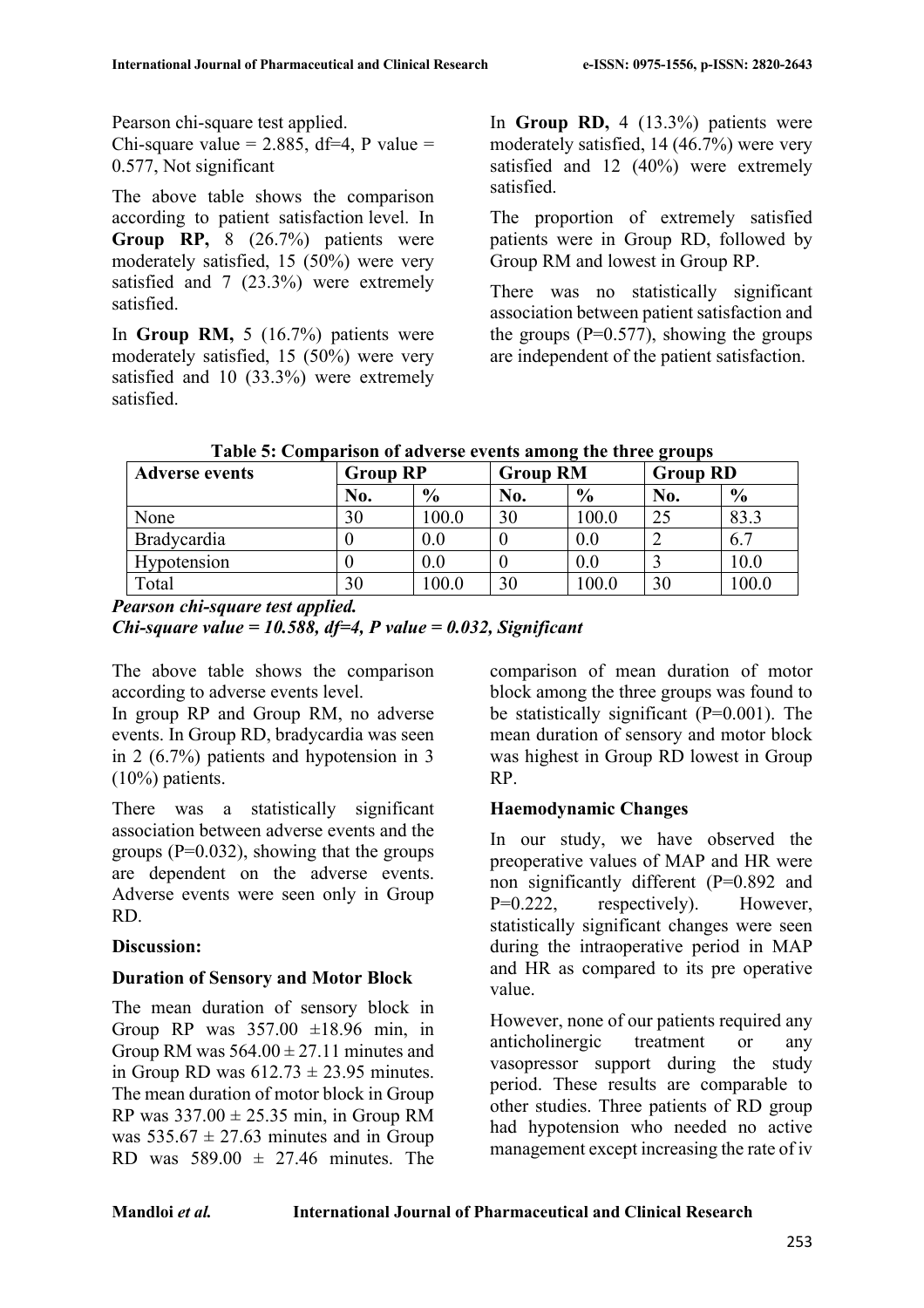Pearson chi-square test applied.
Chi-square value = 2.885, df=4, P value = 0.577, Not significant

The above table shows the comparison according to patient satisfaction level. In **Group RP,** 8 (26.7%) patients were moderately satisfied, 15 (50%) were very satisfied and 7 (23.3%) were extremely satisfied.

In **Group RM,** 5 (16.7%) patients were moderately satisfied, 15 (50%) were very satisfied and 10 (33.3%) were extremely satisfied.

In **Group RD,** 4 (13.3%) patients were moderately satisfied, 14 (46.7%) were very satisfied and 12 (40%) were extremely satisfied.

The proportion of extremely satisfied patients were in Group RD, followed by Group RM and lowest in Group RP.

There was no statistically significant association between patient satisfaction and the groups (P=0.577), showing the groups are independent of the patient satisfaction.

**Table 5: Comparison of adverse events among the three groups**

| Adverse events | Group RP | | Group RM | | Group RD | |
|---|---|---|---|---|---|---|
| | No. | % | No. | % | No. | % |
| None | 30 | 100.0 | 30 | 100.0 | 25 | 83.3 |
| Bradycardia | 0 | 0.0 | 0 | 0.0 | 2 | 6.7 |
| Hypotension | 0 | 0.0 | 0 | 0.0 | 3 | 10.0 |
| Total | 30 | 100.0 | 30 | 100.0 | 30 | 100.0 |

***Pearson chi-square test applied.***
***Chi-square value = 10.588, df=4, P value = 0.032, Significant***

The above table shows the comparison according to adverse events level.
In group RP and Group RM, no adverse events. In Group RD, bradycardia was seen in 2 (6.7%) patients and hypotension in 3 (10%) patients.

There was a statistically significant association between adverse events and the groups (P=0.032), showing that the groups are dependent on the adverse events. Adverse events were seen only in Group RD.

## Discussion:

### Duration of Sensory and Motor Block

The mean duration of sensory block in Group RP was 357.00 ±18.96 min, in Group RM was 564.00 ± 27.11 minutes and in Group RD was 612.73 ± 23.95 minutes. The mean duration of motor block in Group RP was 337.00 ± 25.35 min, in Group RM was 535.67 ± 27.63 minutes and in Group RD was 589.00 ± 27.46 minutes. The comparison of mean duration of motor block among the three groups was found to be statistically significant (P=0.001). The mean duration of sensory and motor block was highest in Group RD lowest in Group RP.

### Haemodynamic Changes

In our study, we have observed the preoperative values of MAP and HR were non significantly different (P=0.892 and P=0.222, respectively). However, statistically significant changes were seen during the intraoperative period in MAP and HR as compared to its pre operative value.

However, none of our patients required any anticholinergic treatment or any vasopressor support during the study period. These results are comparable to other studies. Three patients of RD group had hypotension who needed no active management except increasing the rate of iv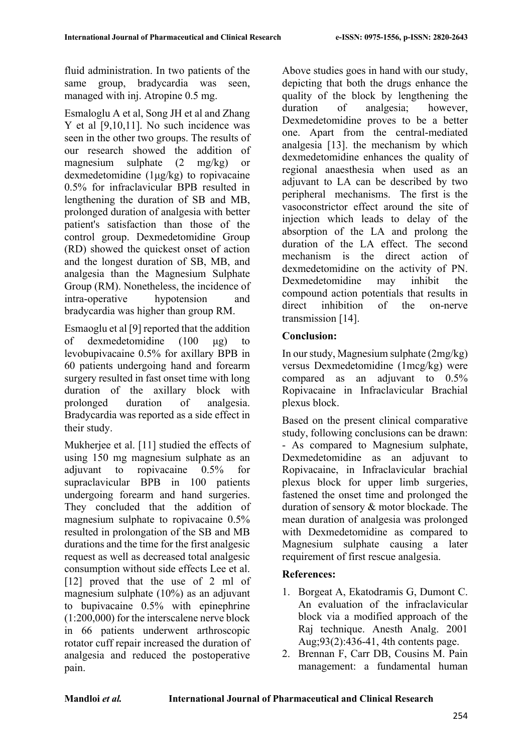fluid administration. In two patients of the same group, bradycardia was seen, managed with inj. Atropine 0.5 mg.

Esmaloglu A et al, Song JH et al and Zhang Y et al [9,10,11]. No such incidence was seen in the other two groups. The results of our research showed the addition of magnesium sulphate (2 mg/kg) or dexmedetomidine (1μg/kg) to ropivacaine 0.5% for infraclavicular BPB resulted in lengthening the duration of SB and MB, prolonged duration of analgesia with better patient's satisfaction than those of the control group. Dexmedetomidine Group (RD) showed the quickest onset of action and the longest duration of SB, MB, and analgesia than the Magnesium Sulphate Group (RM). Nonetheless, the incidence of intra-operative hypotension and bradycardia was higher than group RM.

Esmaoglu et al [9] reported that the addition of dexmedetomidine (100 μg) to levobupivacaine 0.5% for axillary BPB in 60 patients undergoing hand and forearm surgery resulted in fast onset time with long duration of the axillary block with prolonged duration of analgesia. Bradycardia was reported as a side effect in their study.

Mukherjee et al. [11] studied the effects of using 150 mg magnesium sulphate as an adjuvant to ropivacaine 0.5% for supraclavicular BPB in 100 patients undergoing forearm and hand surgeries. They concluded that the addition of magnesium sulphate to ropivacaine 0.5% resulted in prolongation of the SB and MB durations and the time for the first analgesic request as well as decreased total analgesic consumption without side effects Lee et al. [12] proved that the use of 2 ml of magnesium sulphate (10%) as an adjuvant to bupivacaine 0.5% with epinephrine (1:200,000) for the interscalene nerve block in 66 patients underwent arthroscopic rotator cuff repair increased the duration of analgesia and reduced the postoperative pain.

Above studies goes in hand with our study, depicting that both the drugs enhance the quality of the block by lengthening the duration of analgesia; however, Dexmedetomidine proves to be a better one. Apart from the central-mediated analgesia [13]. the mechanism by which dexmedetomidine enhances the quality of regional anaesthesia when used as an adjuvant to LA can be described by two peripheral mechanisms. The first is the vasoconstrictor effect around the site of injection which leads to delay of the absorption of the LA and prolong the duration of the LA effect. The second mechanism is the direct action of dexmedetomidine on the activity of PN. Dexmedetomidine may inhibit the compound action potentials that results in direct inhibition of the on-nerve transmission [14].

## Conclusion:

In our study, Magnesium sulphate (2mg/kg) versus Dexmedetomidine (1mcg/kg) were compared as an adjuvant to 0.5% Ropivacaine in Infraclavicular Brachial plexus block.

Based on the present clinical comparative study, following conclusions can be drawn:

- As compared to Magnesium sulphate, Dexmedetomidine as an adjuvant to Ropivacaine, in Infraclavicular brachial plexus block for upper limb surgeries, fastened the onset time and prolonged the duration of sensory & motor blockade. The mean duration of analgesia was prolonged with Dexmedetomidine as compared to Magnesium sulphate causing a later requirement of first rescue analgesia.

## References:

1. Borgeat A, Ekatodramis G, Dumont C. An evaluation of the infraclavicular block via a modified approach of the Raj technique. Anesth Analg. 2001 Aug;93(2):436-41, 4th contents page.
2. Brennan F, Carr DB, Cousins M. Pain management: a fundamental human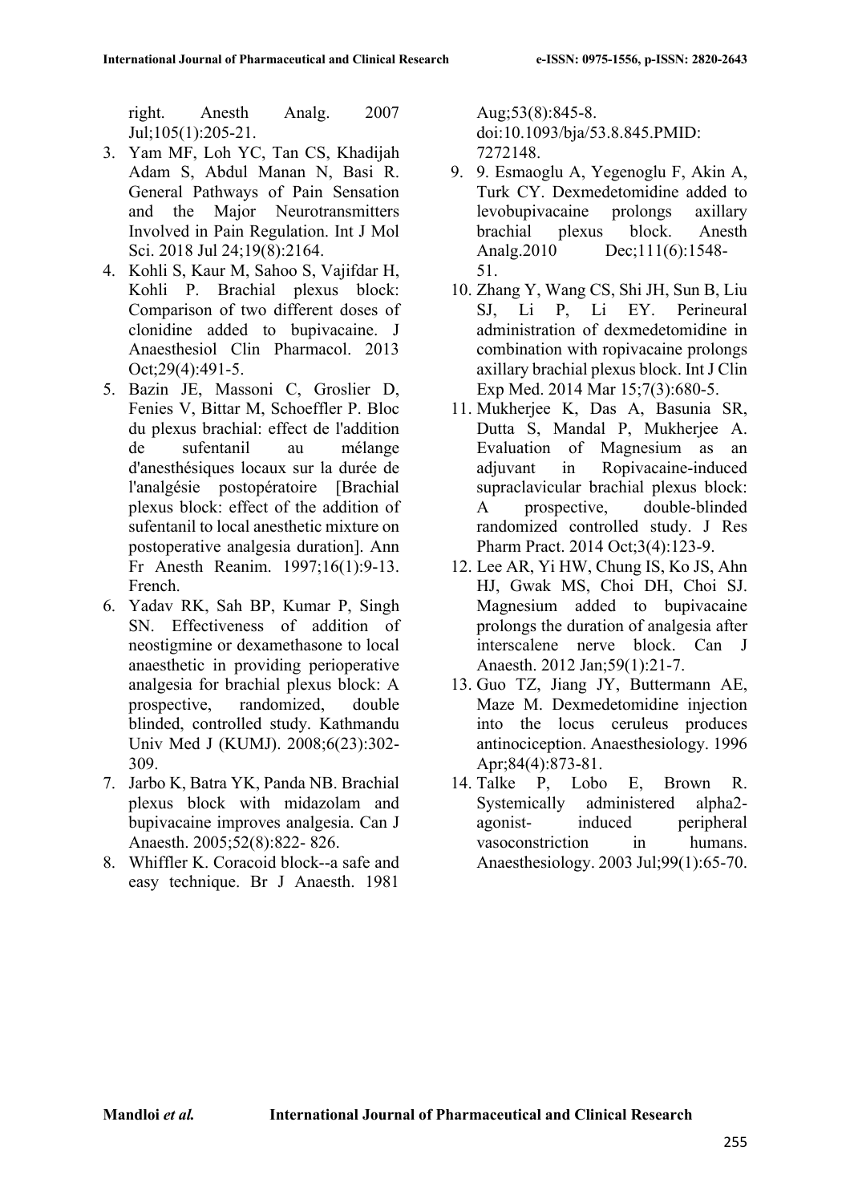right. Anesth Analg. 2007 Jul;105(1):205-21.

3. Yam MF, Loh YC, Tan CS, Khadijah Adam S, Abdul Manan N, Basi R. General Pathways of Pain Sensation and the Major Neurotransmitters Involved in Pain Regulation. Int J Mol Sci. 2018 Jul 24;19(8):2164.
4. Kohli S, Kaur M, Sahoo S, Vajifdar H, Kohli P. Brachial plexus block: Comparison of two different doses of clonidine added to bupivacaine. J Anaesthesiol Clin Pharmacol. 2013 Oct;29(4):491-5.
5. Bazin JE, Massoni C, Groslier D, Fenies V, Bittar M, Schoeffler P. Bloc du plexus brachial: effect de l'addition de sufentanil au mélange d'anesthésiques locaux sur la durée de l'analgésie postopératoire [Brachial plexus block: effect of the addition of sufentanil to local anesthetic mixture on postoperative analgesia duration]. Ann Fr Anesth Reanim. 1997;16(1):9-13. French.
6. Yadav RK, Sah BP, Kumar P, Singh SN. Effectiveness of addition of neostigmine or dexamethasone to local anaesthetic in providing perioperative analgesia for brachial plexus block: A prospective, randomized, double blinded, controlled study. Kathmandu Univ Med J (KUMJ). 2008;6(23):302-309.
7. Jarbo K, Batra YK, Panda NB. Brachial plexus block with midazolam and bupivacaine improves analgesia. Can J Anaesth. 2005;52(8):822- 826.
8. Whiffler K. Coracoid block--a safe and easy technique. Br J Anaesth. 1981 Aug;53(8):845-8. doi:10.1093/bja/53.8.845.PMID: 7272148.
9. 9. Esmaoglu A, Yegenoglu F, Akin A, Turk CY. Dexmedetomidine added to levobupivacaine prolongs axillary brachial plexus block. Anesth Analg.2010 Dec;111(6):1548-51.
10. Zhang Y, Wang CS, Shi JH, Sun B, Liu SJ, Li P, Li EY. Perineural administration of dexmedetomidine in combination with ropivacaine prolongs axillary brachial plexus block. Int J Clin Exp Med. 2014 Mar 15;7(3):680-5.
11. Mukherjee K, Das A, Basunia SR, Dutta S, Mandal P, Mukherjee A. Evaluation of Magnesium as an adjuvant in Ropivacaine-induced supraclavicular brachial plexus block: A prospective, double-blinded randomized controlled study. J Res Pharm Pract. 2014 Oct;3(4):123-9.
12. Lee AR, Yi HW, Chung IS, Ko JS, Ahn HJ, Gwak MS, Choi DH, Choi SJ. Magnesium added to bupivacaine prolongs the duration of analgesia after interscalene nerve block. Can J Anaesth. 2012 Jan;59(1):21-7.
13. Guo TZ, Jiang JY, Buttermann AE, Maze M. Dexmedetomidine injection into the locus ceruleus produces antinociception. Anaesthesiology. 1996 Apr;84(4):873-81.
14. Talke P, Lobo E, Brown R. Systemically administered alpha2-agonist- induced peripheral vasoconstriction in humans. Anaesthesiology. 2003 Jul;99(1):65-70.